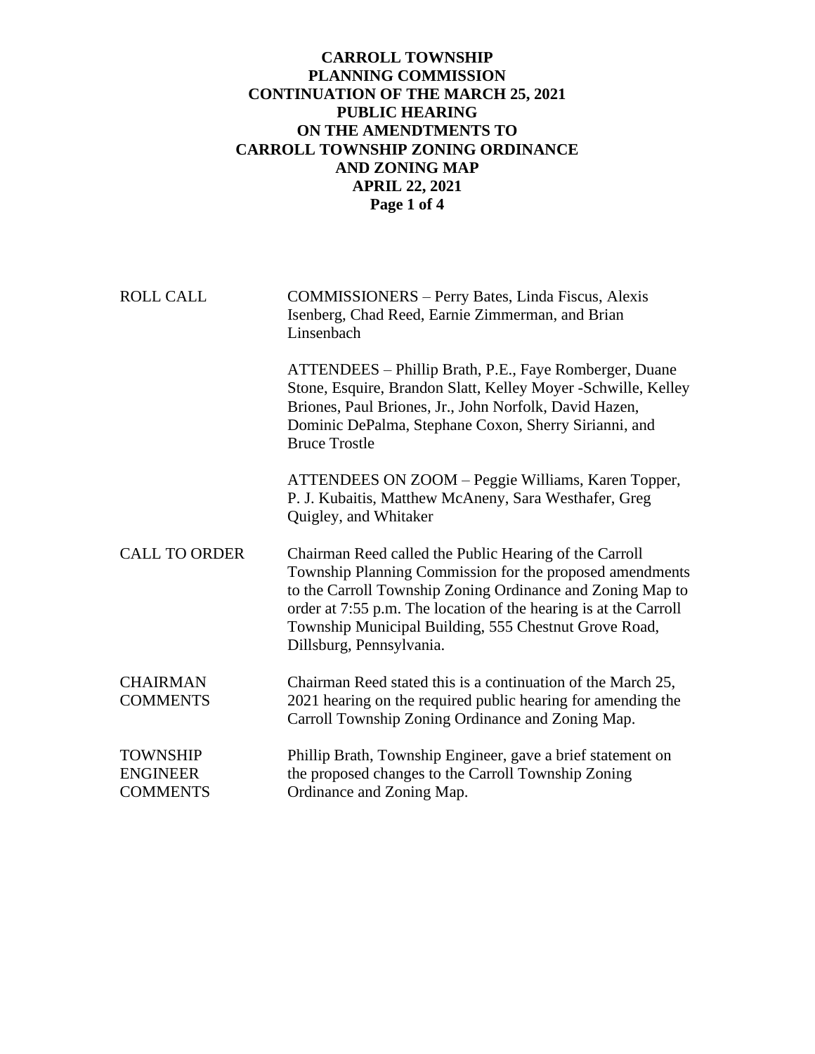# CARROLL TOWNSHIP
# PLANNING COMMISSION
# CONTINUATION OF THE MARCH 25, 2021
# PUBLIC HEARING
# ON THE AMENDTMENTS TO
# CARROLL TOWNSHIP ZONING ORDINANCE
# AND ZONING MAP
# APRIL 22, 2021

| | |
|---|---|
| ROLL CALL | COMMISSIONERS – Perry Bates, Linda Fiscus, Alexis Isenberg, Chad Reed, Earnie Zimmerman, and Brian Linsenbach |
| | ATTENDEES – Phillip Brath, P.E., Faye Romberger, Duane Stone, Esquire, Brandon Slatt, Kelley Moyer -Schwille, Kelley Briones, Paul Briones, Jr., John Norfolk, David Hazen, Dominic DePalma, Stephane Coxon, Sherry Sirianni, and Bruce Trostle |
| | ATTENDEES ON ZOOM – Peggie Williams, Karen Topper, P. J. Kubaitis, Matthew McAneny, Sara Westhafer, Greg Quigley, and Whitaker |
| CALL TO ORDER | Chairman Reed called the Public Hearing of the Carroll Township Planning Commission for the proposed amendments to the Carroll Township Zoning Ordinance and Zoning Map to order at 7:55 p.m. The location of the hearing is at the Carroll Township Municipal Building, 555 Chestnut Grove Road, Dillsburg, Pennsylvania. |
| CHAIRMAN COMMENTS | Chairman Reed stated this is a continuation of the March 25, 2021 hearing on the required public hearing for amending the Carroll Township Zoning Ordinance and Zoning Map. |
| TOWNSHIP ENGINEER COMMENTS | Phillip Brath, Township Engineer, gave a brief statement on the proposed changes to the Carroll Township Zoning Ordinance and Zoning Map. |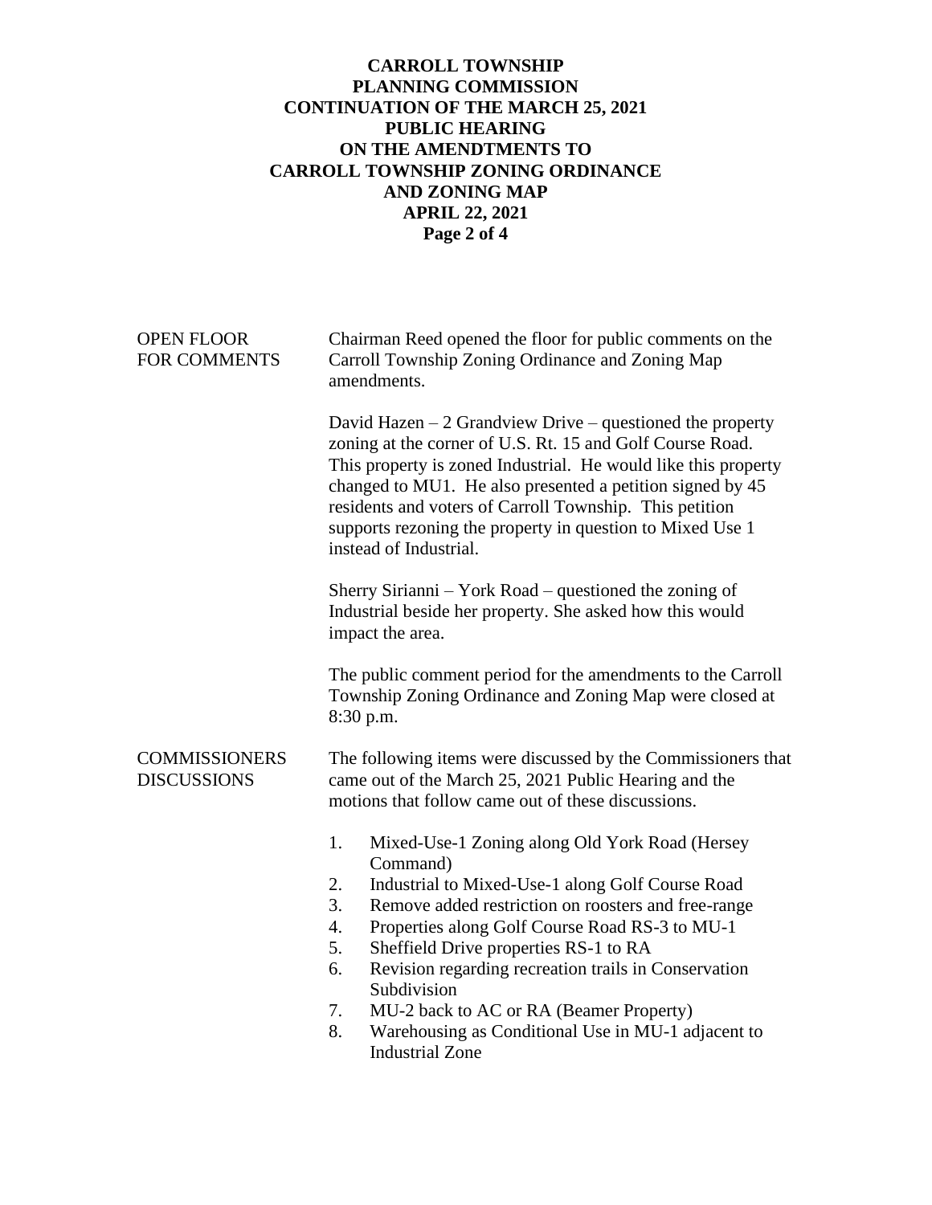**OPEN FLOOR FOR COMMENTS**

Chairman Reed opened the floor for public comments on the Carroll Township Zoning Ordinance and Zoning Map amendments.

David Hazen – 2 Grandview Drive – questioned the property zoning at the corner of U.S. Rt. 15 and Golf Course Road. This property is zoned Industrial. He would like this property changed to MU1. He also presented a petition signed by 45 residents and voters of Carroll Township. This petition supports rezoning the property in question to Mixed Use 1 instead of Industrial.

Sherry Sirianni – York Road – questioned the zoning of Industrial beside her property. She asked how this would impact the area.

The public comment period for the amendments to the Carroll Township Zoning Ordinance and Zoning Map were closed at 8:30 p.m.

**COMMISSIONERS DISCUSSIONS**

The following items were discussed by the Commissioners that came out of the March 25, 2021 Public Hearing and the motions that follow came out of these discussions.

1. Mixed-Use-1 Zoning along Old York Road (Hersey Command)
2. Industrial to Mixed-Use-1 along Golf Course Road
3. Remove added restriction on roosters and free-range
4. Properties along Golf Course Road RS-3 to MU-1
5. Sheffield Drive properties RS-1 to RA
6. Revision regarding recreation trails in Conservation Subdivision
7. MU-2 back to AC or RA (Beamer Property)
8. Warehousing as Conditional Use in MU-1 adjacent to Industrial Zone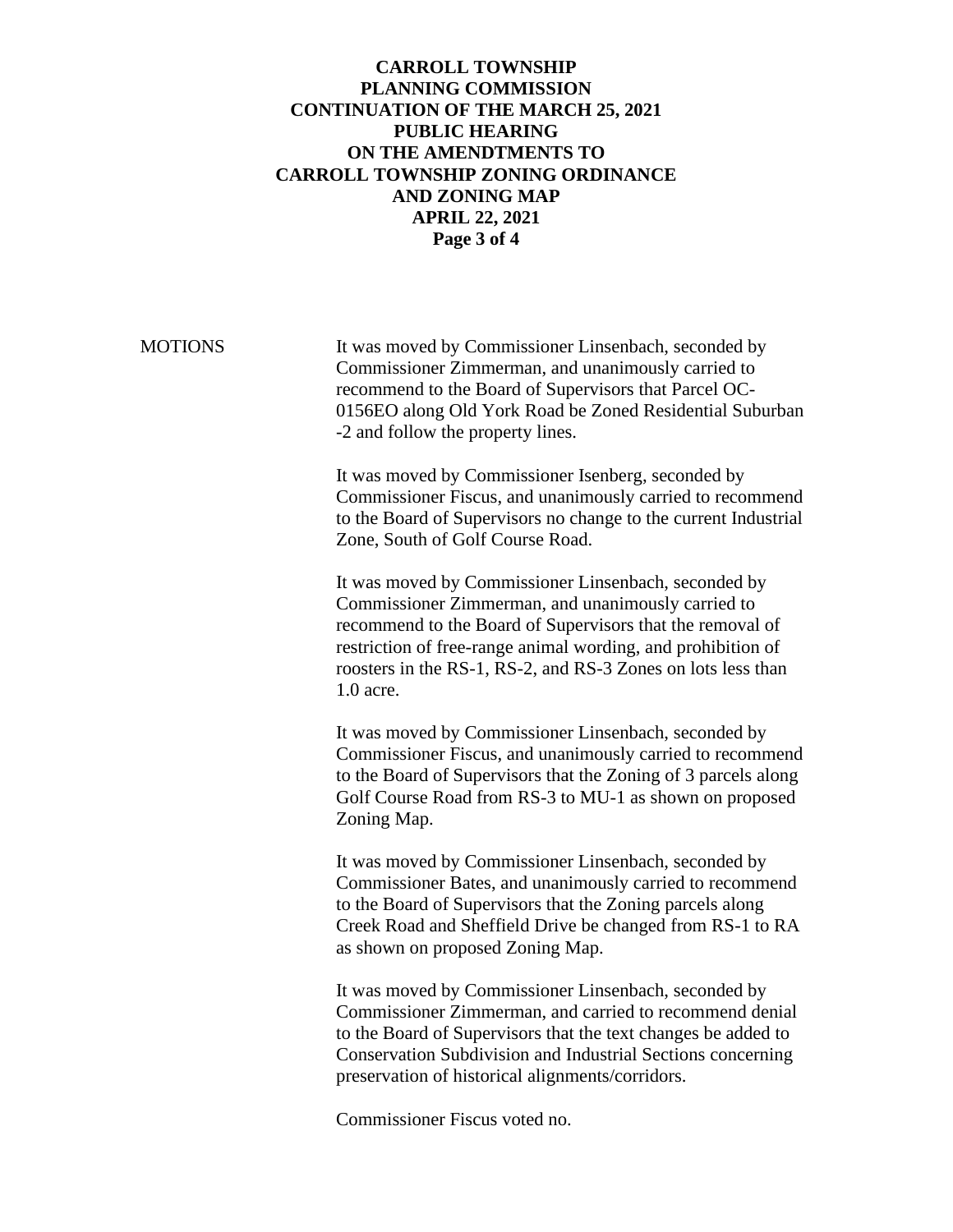MOTIONS

It was moved by Commissioner Linsenbach, seconded by Commissioner Zimmerman, and unanimously carried to recommend to the Board of Supervisors that Parcel OC-0156EO along Old York Road be Zoned Residential Suburban -2 and follow the property lines.

It was moved by Commissioner Isenberg, seconded by Commissioner Fiscus, and unanimously carried to recommend to the Board of Supervisors no change to the current Industrial Zone, South of Golf Course Road.

It was moved by Commissioner Linsenbach, seconded by Commissioner Zimmerman, and unanimously carried to recommend to the Board of Supervisors that the removal of restriction of free-range animal wording, and prohibition of roosters in the RS-1, RS-2, and RS-3 Zones on lots less than 1.0 acre.

It was moved by Commissioner Linsenbach, seconded by Commissioner Fiscus, and unanimously carried to recommend to the Board of Supervisors that the Zoning of 3 parcels along Golf Course Road from RS-3 to MU-1 as shown on proposed Zoning Map.

It was moved by Commissioner Linsenbach, seconded by Commissioner Bates, and unanimously carried to recommend to the Board of Supervisors that the Zoning parcels along Creek Road and Sheffield Drive be changed from RS-1 to RA as shown on proposed Zoning Map.

It was moved by Commissioner Linsenbach, seconded by Commissioner Zimmerman, and carried to recommend denial to the Board of Supervisors that the text changes be added to Conservation Subdivision and Industrial Sections concerning preservation of historical alignments/corridors.

Commissioner Fiscus voted no.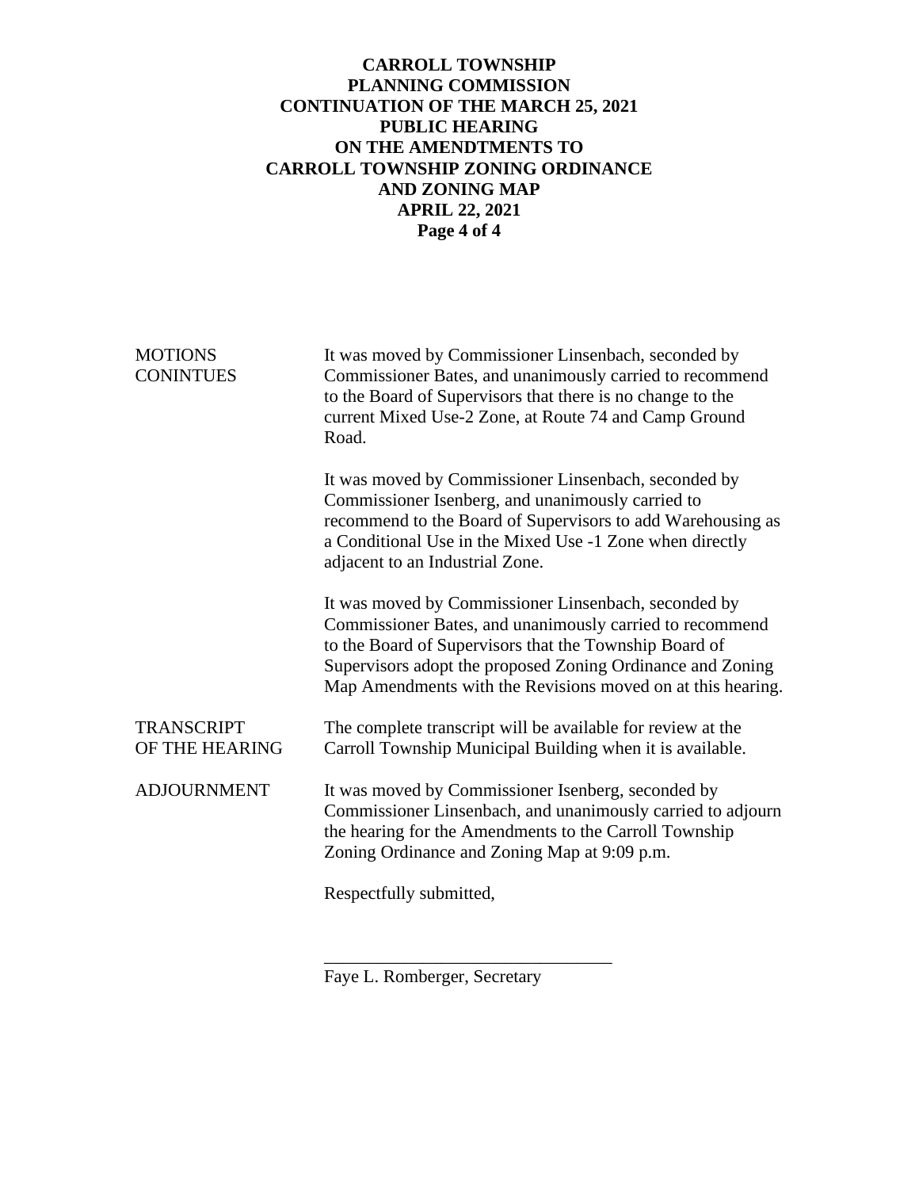| | |
|---|---|
| MOTIONS CONINTUES | It was moved by Commissioner Linsenbach, seconded by Commissioner Bates, and unanimously carried to recommend to the Board of Supervisors that there is no change to the current Mixed Use-2 Zone, at Route 74 and Camp Ground Road. |
| | It was moved by Commissioner Linsenbach, seconded by Commissioner Isenberg, and unanimously carried to recommend to the Board of Supervisors to add Warehousing as a Conditional Use in the Mixed Use -1 Zone when directly adjacent to an Industrial Zone. |
| | It was moved by Commissioner Linsenbach, seconded by Commissioner Bates, and unanimously carried to recommend to the Board of Supervisors that the Township Board of Supervisors adopt the proposed Zoning Ordinance and Zoning Map Amendments with the Revisions moved on at this hearing. |
| TRANSCRIPT OF THE HEARING | The complete transcript will be available for review at the Carroll Township Municipal Building when it is available. |
| ADJOURNMENT | It was moved by Commissioner Isenberg, seconded by Commissioner Linsenbach, and unanimously carried to adjourn the hearing for the Amendments to the Carroll Township Zoning Ordinance and Zoning Map at 9:09 p.m. |

Respectfully submitted,

\_\_\_\_\_\_\_\_\_\_\_\_\_\_\_\_\_\_\_\_\_\_\_\_\_\_\_\_\_\_\_\_

Faye L. Romberger, Secretary